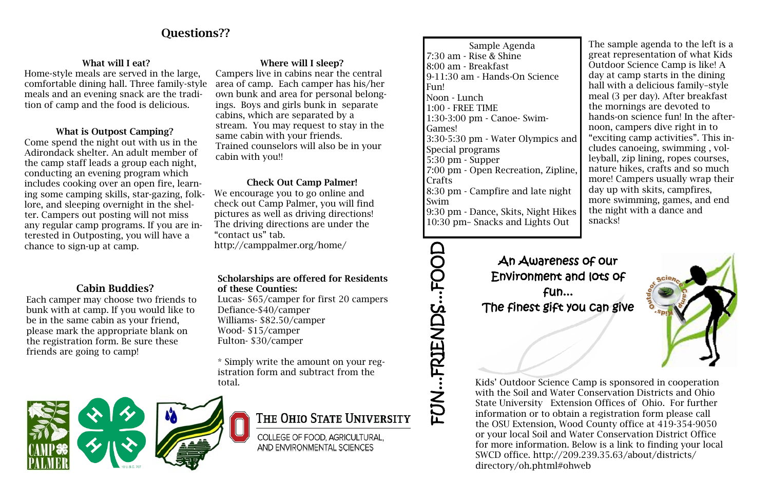## Questions??

### What will I eat?

Home-style meals are served in the large, comfortable dining hall. Three family-style meals and an evening snack are the tradition of camp and the food is delicious.

### What is Outpost Camping?

Come spend the night out with us in the Adirondack shelter. An adult member of the camp staff leads a group each night, conducting an evening program which includes cooking over an open fire, learning some camping skills, star-gazing, folklore, and sleeping overnight in the shelter. Campers out posting will not miss any regular camp programs. If you are interested in Outposting, you will have a chance to sign-up at camp.

### Cabin Buddies?

Each camper may choose two friends to bunk with at camp. If you would like to be in the same cabin as your friend, please mark the appropriate blank on the registration form. Be sure these friends are going to camp!

### Where will I sleep?

Campers live in cabins near the central area of camp. Each camper has his/her own bunk and area for personal belongings. Boys and girls bunk in separate cabins, which are separated by a stream. You may request to stay in the same cabin with your friends. Trained counselors will also be in your cabin with you!!

### Check Out Camp Palmer!

We encourage you to go online and check out Camp Palmer, you will find pictures as well as driving directions! The driving directions are under the "contact us" tab. http://camppalmer.org/home/

**Scholarships are offered for Residents of these Counties:**

Lucas- $65/camper for first 20 campers
Defiance-$40/camper
Williams- $82.50/camper
Wood- $15/camper
Fulton- $30/camper

* Simply write the amount on your registration form and subtract from the total.

THE OHIO STATE UNIVERSITY
COLLEGE OF FOOD, AGRICULTURAL, AND ENVIRONMENTAL SCIENCES

Sample Agenda
7:30 am - Rise & Shine
8:00 am - Breakfast
9-11:30 am - Hands-On Science Fun!
Noon - Lunch
1:00 - FREE TIME
1:30-3:00 pm - Canoe- Swim- Games!
3:30-5:30 pm - Water Olympics and Special programs
5:30 pm - Supper
7:00 pm - Open Recreation, Zipline, Crafts
8:30 pm - Campfire and late night Swim
9:30 pm - Dance, Skits, Night Hikes
10:30 pm– Snacks and Lights Out

The sample agenda to the left is a great representation of what Kids Outdoor Science Camp is like! A day at camp starts in the dining hall with a delicious family–style meal (3 per day). After breakfast the mornings are devoted to hands-on science fun! In the afternoon, campers dive right in to "exciting camp activities". This includes canoeing, swimming , volleyball, zip lining, ropes courses, nature hikes, crafts and so much more! Campers usually wrap their day up with skits, campfires, more swimming, games, and end the night with a dance and snacks!

FUN...FRIENDS...FOOD

An Awareness of our Environment and lots of fun...
The finest gift you can give

Kids' Outdoor Science Camp is sponsored in cooperation with the Soil and Water Conservation Districts and Ohio State University Extension Offices of Ohio. For further information or to obtain a registration form please call the OSU Extension, Wood County office at 419-354-9050 or your local Soil and Water Conservation District Office for more information. Below is a link to finding your local SWCD office. http://209.239.35.63/about/districts/directory/oh.phtml#ohweb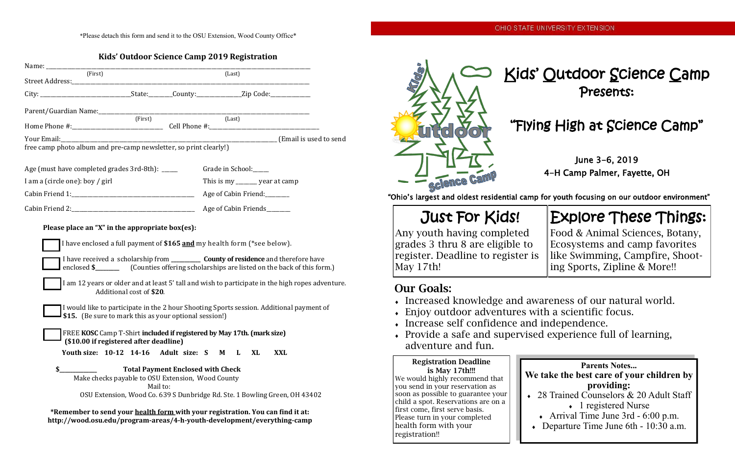*Please detach this form and send it to the OSU Extension, Wood County Office*

## Kids' Outdoor Science Camp 2019 Registration

Name: ______________________________________________
(First) (Last)

Street Address: ______________________________________________

City: ____________ State: ________ County: ____________ Zip Code: ____________

Parent/Guardian Name: ______________________________________________
(First) (Last)

Home Phone #: ____________________ Cell Phone #: ____________________

Your Email: ______________________________________________ (Email is used to send free camp photo album and pre-camp newsletter, so print clearly!)

Age (must have completed grades 3rd-8th): _____ Grade in School: _____

I am a (circle one): boy / girl This is my _______ year at camp

Cabin Friend 1: ______________________ Age of Cabin Friend: _______

Cabin Friend 2: ______________________ Age of Cabin Friends _______

**Please place an "X" in the appropriate box(es):**

- [ ] I have enclosed a full payment of **$165 and** my health form (*see below).
- [ ] I have received a scholarship from __________ **County of residence** and therefore have enclosed **$________** (Counties offering scholarships are listed on the back of this form.)
- [ ] I am 12 years or older and at least 5' tall and wish to participate in the high ropes adventure. Additional cost of **$20**.
- [ ] I would like to participate in the 2 hour Shooting Sports session. Additional payment of **$15.** (Be sure to mark this as your optional session!)
- [ ] FREE **KOSC** Camp T-Shirt **included if registered by May 17th. (mark size)** **($10.00 if registered after deadline)**

**Youth size: 10-12 14-16 Adult size: S M L XL XXL**

**$____________ Total Payment Enclosed with Check**

Make checks payable to OSU Extension, Wood County

Mail to:

OSU Extension, Wood Co. 639 S Dunbridge Rd. Ste. 1 Bowling Green, OH 43402

**\*Remember to send your health form with your registration. You can find it at: http://wood.osu.edu/program-areas/4-h-youth-development/everything-camp**

---

OHIO STATE UNIVERSITY EXTENSION

Kids' Outdoor Science Camp

# Kids' Outdoor Science Camp Presents:

## "Flying High at Science Camp"

**June 3-6, 2019**

**4-H Camp Palmer, Fayette, OH**

**"Ohio's largest and oldest residential camp for youth focusing on our outdoor environment"**

### Just For Kids!

Any youth having completed grades 3 thru 8 are eligible to register. Deadline to register is May 17th!

### Explore These Things:

Food & Animal Sciences, Botany, Ecosystems and camp favorites like Swimming, Campfire, Shooting Sports, Zipline & More!!

## Our Goals:

- Increased knowledge and awareness of our natural world.
- Enjoy outdoor adventures with a scientific focus.
- Increase self confidence and independence.
- Provide a safe and supervised experience full of learning, adventure and fun.

**Registration Deadline is May 17th!!!**

We would highly recommend that you send in your reservation as soon as possible to guarantee your child a spot. Reservations are on a first come, first serve basis. Please turn in your completed health form with your registration!!

**Parents Notes...**

**We take the best care of your children by providing:**

- 28 Trained Counselors & 20 Adult Staff
- 1 registered Nurse
- Arrival Time June 3rd - 6:00 p.m.
- Departure Time June 6th - 10:30 a.m.